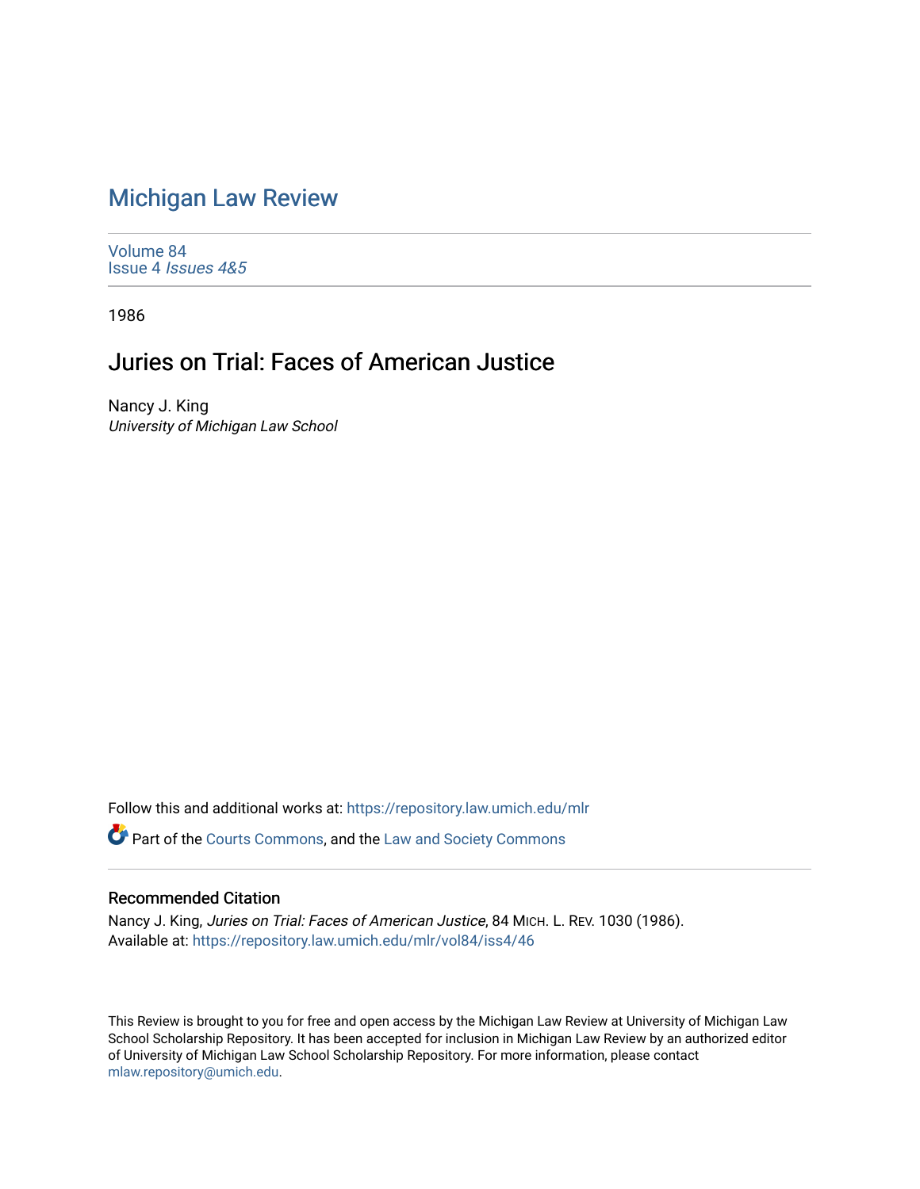# Michigan Law Review

Volume 84
Issue 4 *Issues 4&5*

1986

## Juries on Trial: Faces of American Justice

Nancy J. King
*University of Michigan Law School*

Follow this and additional works at: https://repository.law.umich.edu/mlr

Part of the Courts Commons, and the Law and Society Commons

### Recommended Citation

Nancy J. King, *Juries on Trial: Faces of American Justice*, 84 MICH. L. REV. 1030 (1986).
Available at: https://repository.law.umich.edu/mlr/vol84/iss4/46

This Review is brought to you for free and open access by the Michigan Law Review at University of Michigan Law School Scholarship Repository. It has been accepted for inclusion in Michigan Law Review by an authorized editor of University of Michigan Law School Scholarship Repository. For more information, please contact mlaw.repository@umich.edu.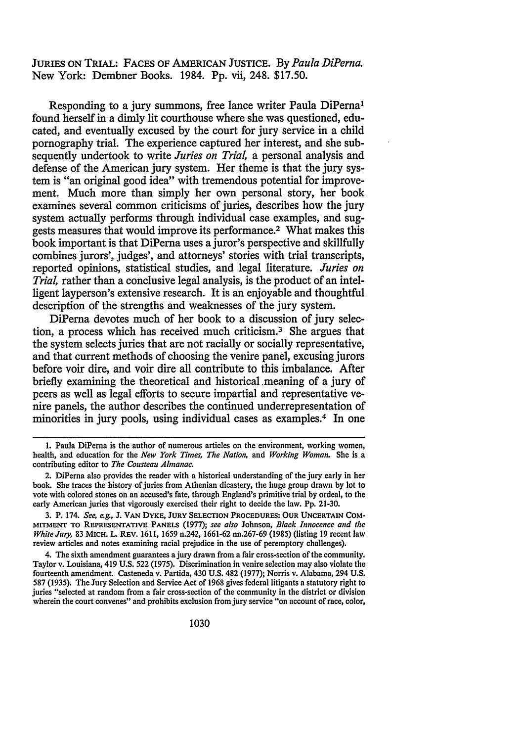JURIES ON TRIAL: FACES OF AMERICAN JUSTICE. By *Paula DiPerna*. New York: Dembner Books. 1984. Pp. vii, 248. $17.50.

Responding to a jury summons, free lance writer Paula DiPerna[1] found herself in a dimly lit courthouse where she was questioned, educated, and eventually excused by the court for jury service in a child pornography trial. The experience captured her interest, and she subsequently undertook to write *Juries on Trial*, a personal analysis and defense of the American jury system. Her theme is that the jury system is "an original good idea" with tremendous potential for improvement. Much more than simply her own personal story, her book examines several common criticisms of juries, describes how the jury system actually performs through individual case examples, and suggests measures that would improve its performance.[2] What makes this book important is that DiPerna uses a juror's perspective and skillfully combines jurors', judges', and attorneys' stories with trial transcripts, reported opinions, statistical studies, and legal literature. *Juries on Trial*, rather than a conclusive legal analysis, is the product of an intelligent layperson's extensive research. It is an enjoyable and thoughtful description of the strengths and weaknesses of the jury system.

DiPerna devotes much of her book to a discussion of jury selection, a process which has received much criticism.[3] She argues that the system selects juries that are not racially or socially representative, and that current methods of choosing the venire panel, excusing jurors before voir dire, and voir dire all contribute to this imbalance. After briefly examining the theoretical and historical meaning of a jury of peers as well as legal efforts to secure impartial and representative venire panels, the author describes the continued underrepresentation of minorities in jury pools, using individual cases as examples.[4] In one

---

1. Paula DiPerna is the author of numerous articles on the environment, working women, health, and education for the *New York Times*, *The Nation*, and *Working Woman*. She is a contributing editor to *The Cousteau Almanac*.

2. DiPerna also provides the reader with a historical understanding of the jury early in her book. She traces the history of juries from Athenian dicastery, the huge group drawn by lot to vote with colored stones on an accused's fate, through England's primitive trial by ordeal, to the early American juries that vigorously exercised their right to decide the law. Pp. 21-30.

3. P. 174. *See, e.g.*, J. VAN DYKE, JURY SELECTION PROCEDURES: OUR UNCERTAIN COMMITMENT TO REPRESENTATIVE PANELS (1977); *see also* Johnson, *Black Innocence and the White Jury*, 83 MICH. L. REV. 1611, 1659 n.242, 1661-62 nn.267-69 (1985) (listing 19 recent law review articles and notes examining racial prejudice in the use of peremptory challenges).

4. The sixth amendment guarantees a jury drawn from a fair cross-section of the community. Taylor v. Louisiana, 419 U.S. 522 (1975). Discrimination in venire selection may also violate the fourteenth amendment. Casteneda v. Partida, 430 U.S. 482 (1977); Norris v. Alabama, 294 U.S. 587 (1935). The Jury Selection and Service Act of 1968 gives federal litigants a statutory right to juries "selected at random from a fair cross-section of the community in the district or division wherein the court convenes" and prohibits exclusion from jury service "on account of race, color,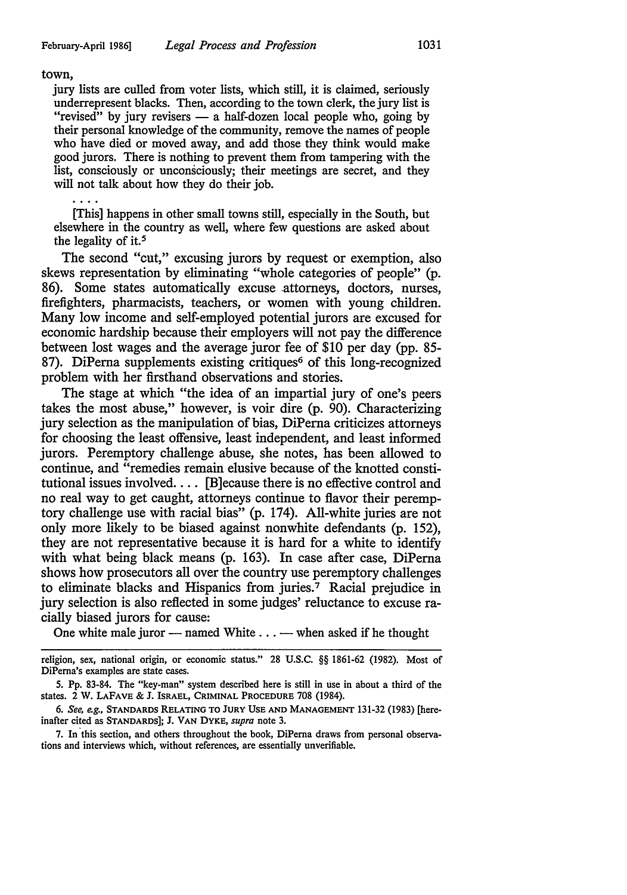town,

> jury lists are culled from voter lists, which still, it is claimed, seriously underrepresent blacks. Then, according to the town clerk, the jury list is "revised" by jury revisers — a half-dozen local people who, going by their personal knowledge of the community, remove the names of people who have died or moved away, and add those they think would make good jurors. There is nothing to prevent them from tampering with the list, consciously or unconsciously; their meetings are secret, and they will not talk about how they do their job.
>
> . . . .
>
> [This] happens in other small towns still, especially in the South, but elsewhere in the country as well, where few questions are asked about the legality of it.[5]

The second "cut," excusing jurors by request or exemption, also skews representation by eliminating "whole categories of people" (p. 86). Some states automatically excuse attorneys, doctors, nurses, firefighters, pharmacists, teachers, or women with young children. Many low income and self-employed potential jurors are excused for economic hardship because their employers will not pay the difference between lost wages and the average juror fee of $10 per day (pp. 85-87). DiPerna supplements existing critiques[6] of this long-recognized problem with her firsthand observations and stories.

The stage at which "the idea of an impartial jury of one's peers takes the most abuse," however, is voir dire (p. 90). Characterizing jury selection as the manipulation of bias, DiPerna criticizes attorneys for choosing the least offensive, least independent, and least informed jurors. Peremptory challenge abuse, she notes, has been allowed to continue, and "remedies remain elusive because of the knotted constitutional issues involved. . . . [B]ecause there is no effective control and no real way to get caught, attorneys continue to flavor their peremptory challenge use with racial bias" (p. 174). All-white juries are not only more likely to be biased against nonwhite defendants (p. 152), they are not representative because it is hard for a white to identify with what being black means (p. 163). In case after case, DiPerna shows how prosecutors all over the country use peremptory challenges to eliminate blacks and Hispanics from juries.[7] Racial prejudice in jury selection is also reflected in some judges' reluctance to excuse racially biased jurors for cause:

> One white male juror — named White . . . — when asked if he thought

---

religion, sex, national origin, or economic status." 28 U.S.C. §§ 1861-62 (1982). Most of DiPerna's examples are state cases.

5. Pp. 83-84. The "key-man" system described here is still in use in about a third of the states. 2 W. LAFAVE & J. ISRAEL, CRIMINAL PROCEDURE 708 (1984).

6. *See, e.g.*, STANDARDS RELATING TO JURY USE AND MANAGEMENT 131-32 (1983) [hereinafter cited as STANDARDS]; J. VAN DYKE, *supra* note 3.

7. In this section, and others throughout the book, DiPerna draws from personal observations and interviews which, without references, are essentially unverifiable.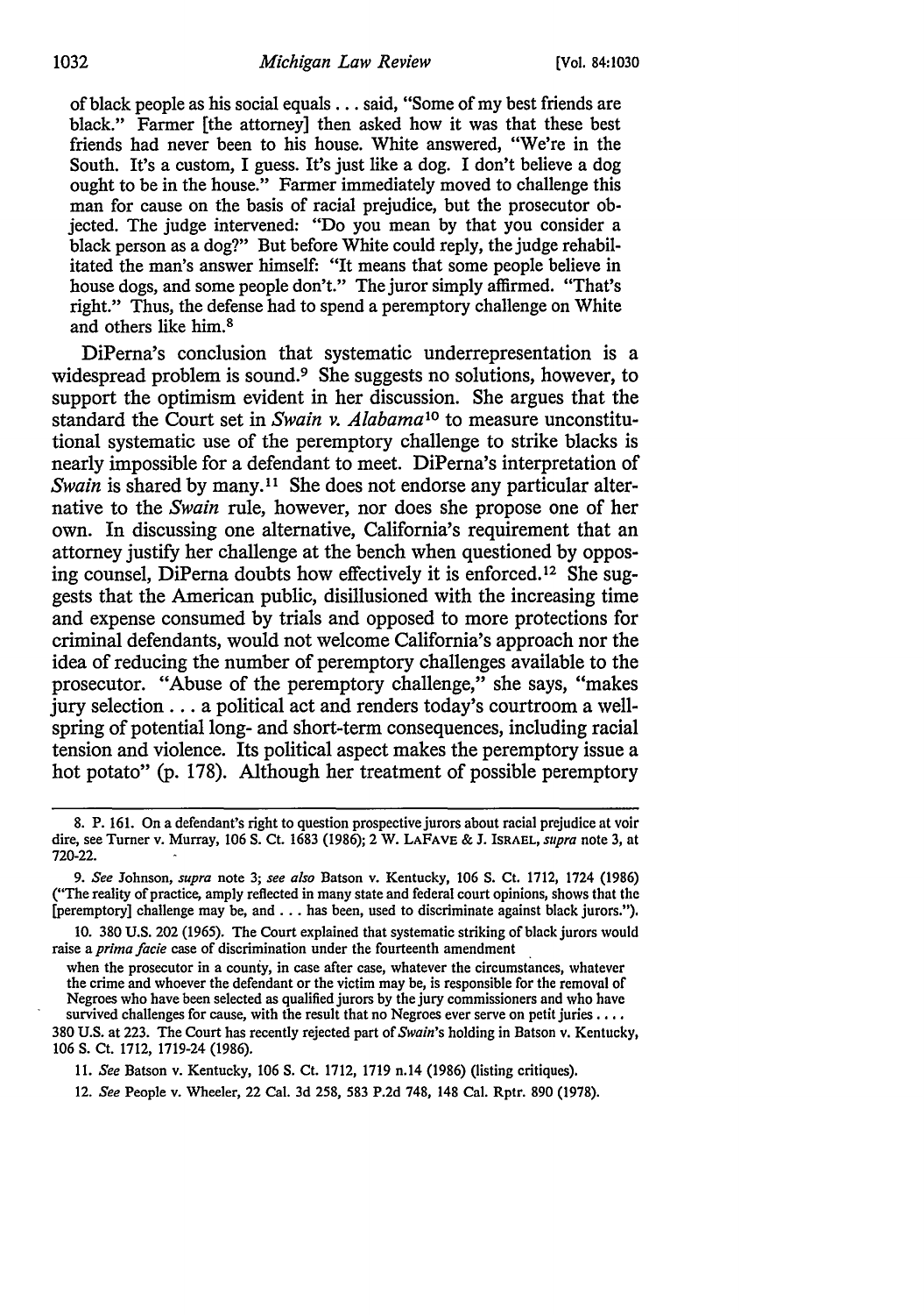of black people as his social equals . . . said, "Some of my best friends are black." Farmer [the attorney] then asked how it was that these best friends had never been to his house. White answered, "We're in the South. It's a custom, I guess. It's just like a dog. I don't believe a dog ought to be in the house." Farmer immediately moved to challenge this man for cause on the basis of racial prejudice, but the prosecutor objected. The judge intervened: "Do you mean by that you consider a black person as a dog?" But before White could reply, the judge rehabilitated the man's answer himself: "It means that some people believe in house dogs, and some people don't." The juror simply affirmed. "That's right." Thus, the defense had to spend a peremptory challenge on White and others like him.[8]

DiPerna's conclusion that systematic underrepresentation is a widespread problem is sound.[9] She suggests no solutions, however, to support the optimism evident in her discussion. She argues that the standard the Court set in *Swain v. Alabama*[10] to measure unconstitutional systematic use of the peremptory challenge to strike blacks is nearly impossible for a defendant to meet. DiPerna's interpretation of *Swain* is shared by many.[11] She does not endorse any particular alternative to the *Swain* rule, however, nor does she propose one of her own. In discussing one alternative, California's requirement that an attorney justify her challenge at the bench when questioned by opposing counsel, DiPerna doubts how effectively it is enforced.[12] She suggests that the American public, disillusioned with the increasing time and expense consumed by trials and opposed to more protections for criminal defendants, would not welcome California's approach nor the idea of reducing the number of peremptory challenges available to the prosecutor. "Abuse of the peremptory challenge," she says, "makes jury selection . . . a political act and renders today's courtroom a wellspring of potential long- and short-term consequences, including racial tension and violence. Its political aspect makes the peremptory issue a hot potato" (p. 178). Although her treatment of possible peremptory

---

8. P. 161. On a defendant's right to question prospective jurors about racial prejudice at voir dire, see Turner v. Murray, 106 S. Ct. 1683 (1986); 2 W. LAFAVE & J. ISRAEL, *supra* note 3, at 720-22.

9. *See* Johnson, *supra* note 3; *see also* Batson v. Kentucky, 106 S. Ct. 1712, 1724 (1986) ("The reality of practice, amply reflected in many state and federal court opinions, shows that the [peremptory] challenge may be, and . . . has been, used to discriminate against black jurors.").

10. 380 U.S. 202 (1965). The Court explained that systematic striking of black jurors would raise a *prima facie* case of discrimination under the fourteenth amendment

> when the prosecutor in a county, in case after case, whatever the circumstances, whatever the crime and whoever the defendant or the victim may be, is responsible for the removal of Negroes who have been selected as qualified jurors by the jury commissioners and who have survived challenges for cause, with the result that no Negroes ever serve on petit juries . . . .

380 U.S. at 223. The Court has recently rejected part of *Swain*'s holding in Batson v. Kentucky, 106 S. Ct. 1712, 1719-24 (1986).

11. *See* Batson v. Kentucky, 106 S. Ct. 1712, 1719 n.14 (1986) (listing critiques).

12. *See* People v. Wheeler, 22 Cal. 3d 258, 583 P.2d 748, 148 Cal. Rptr. 890 (1978).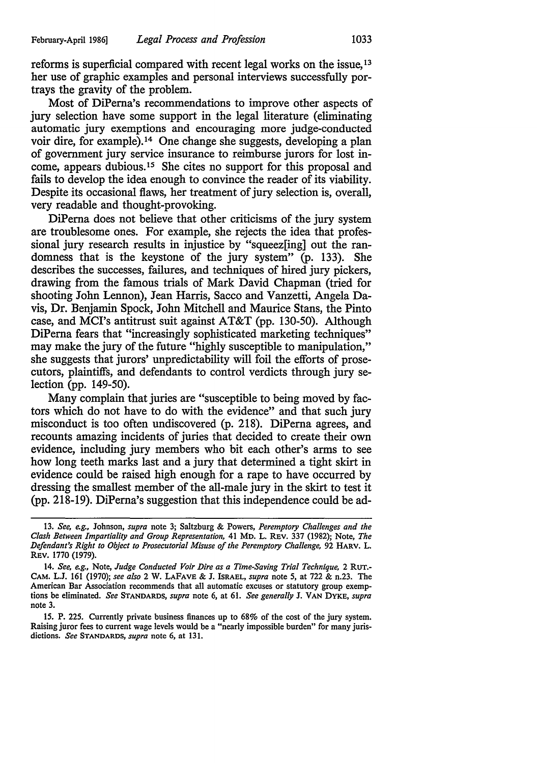reforms is superficial compared with recent legal works on the issue,[13] her use of graphic examples and personal interviews successfully portrays the gravity of the problem.

Most of DiPerna's recommendations to improve other aspects of jury selection have some support in the legal literature (eliminating automatic jury exemptions and encouraging more judge-conducted voir dire, for example).[14] One change she suggests, developing a plan of government jury service insurance to reimburse jurors for lost income, appears dubious.[15] She cites no support for this proposal and fails to develop the idea enough to convince the reader of its viability. Despite its occasional flaws, her treatment of jury selection is, overall, very readable and thought-provoking.

DiPerna does not believe that other criticisms of the jury system are troublesome ones. For example, she rejects the idea that professional jury research results in injustice by "squeez[ing] out the randomness that is the keystone of the jury system" (p. 133). She describes the successes, failures, and techniques of hired jury pickers, drawing from the famous trials of Mark David Chapman (tried for shooting John Lennon), Jean Harris, Sacco and Vanzetti, Angela Davis, Dr. Benjamin Spock, John Mitchell and Maurice Stans, the Pinto case, and MCI's antitrust suit against AT&T (pp. 130-50). Although DiPerna fears that "increasingly sophisticated marketing techniques" may make the jury of the future "highly susceptible to manipulation," she suggests that jurors' unpredictability will foil the efforts of prosecutors, plaintiffs, and defendants to control verdicts through jury selection (pp. 149-50).

Many complain that juries are "susceptible to being moved by factors which do not have to do with the evidence" and that such jury misconduct is too often undiscovered (p. 218). DiPerna agrees, and recounts amazing incidents of juries that decided to create their own evidence, including jury members who bit each other's arms to see how long teeth marks last and a jury that determined a tight skirt in evidence could be raised high enough for a rape to have occurred by dressing the smallest member of the all-male jury in the skirt to test it (pp. 218-19). DiPerna's suggestion that this independence could be ad-

---

13. *See, e.g.*, Johnson, *supra* note 3; Saltzburg & Powers, *Peremptory Challenges and the Clash Between Impartiality and Group Representation*, 41 MD. L. REV. 337 (1982); Note, *The Defendant's Right to Object to Prosecutorial Misuse of the Peremptory Challenge*, 92 HARV. L. REV. 1770 (1979).

14. *See, e.g.*, Note, *Judge Conducted Voir Dire as a Time-Saving Trial Technique*, 2 RUT.-CAM. L.J. 161 (1970); *see also* 2 W. LAFAVE & J. ISRAEL, *supra* note 5, at 722 & n.23. The American Bar Association recommends that all automatic excuses or statutory group exemptions be eliminated. *See* STANDARDS, *supra* note 6, at 61. *See generally* J. VAN DYKE, *supra* note 3.

15. P. 225. Currently private business finances up to 68% of the cost of the jury system. Raising juror fees to current wage levels would be a "nearly impossible burden" for many jurisdictions. *See* STANDARDS, *supra* note 6, at 131.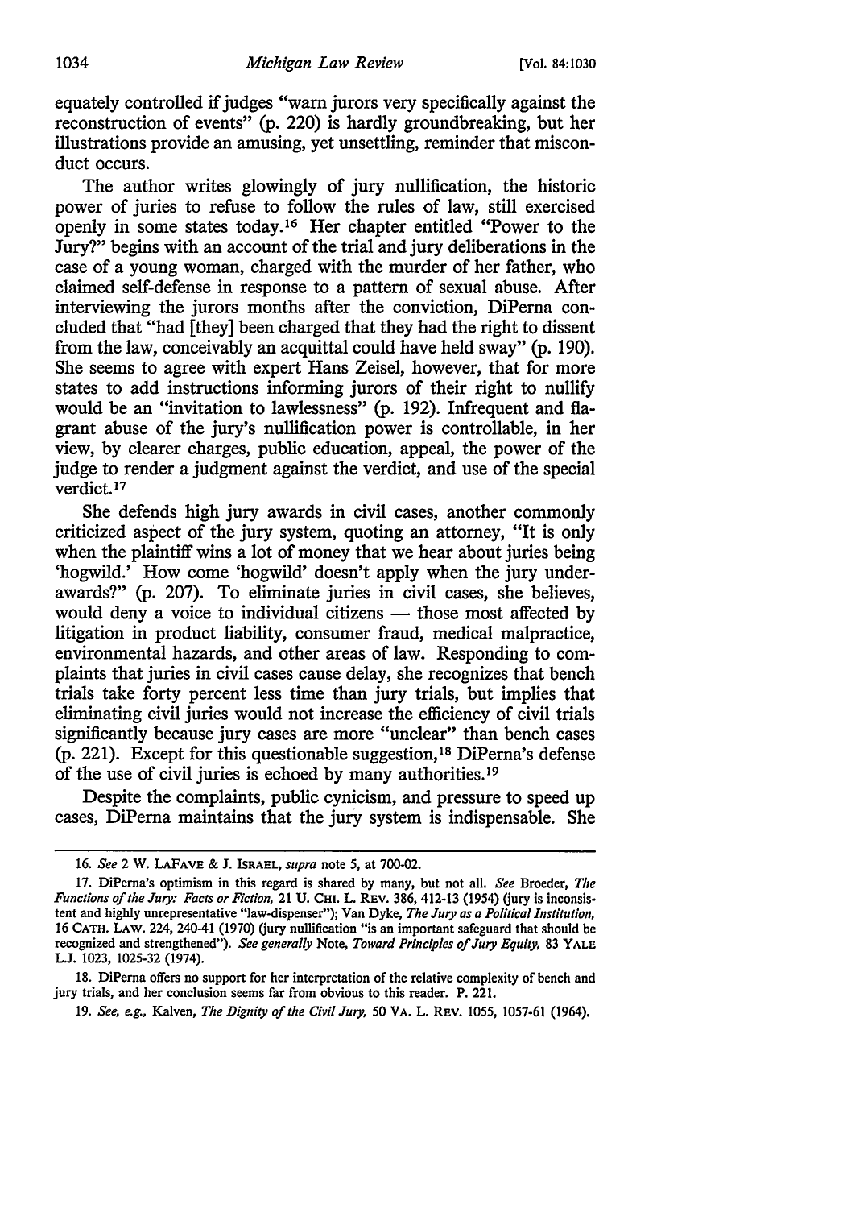equately controlled if judges "warn jurors very specifically against the reconstruction of events" (p. 220) is hardly groundbreaking, but her illustrations provide an amusing, yet unsettling, reminder that misconduct occurs.

The author writes glowingly of jury nullification, the historic power of juries to refuse to follow the rules of law, still exercised openly in some states today.[16] Her chapter entitled "Power to the Jury?" begins with an account of the trial and jury deliberations in the case of a young woman, charged with the murder of her father, who claimed self-defense in response to a pattern of sexual abuse. After interviewing the jurors months after the conviction, DiPerna concluded that "had [they] been charged that they had the right to dissent from the law, conceivably an acquittal could have held sway" (p. 190). She seems to agree with expert Hans Zeisel, however, that for more states to add instructions informing jurors of their right to nullify would be an "invitation to lawlessness" (p. 192). Infrequent and flagrant abuse of the jury's nullification power is controllable, in her view, by clearer charges, public education, appeal, the power of the judge to render a judgment against the verdict, and use of the special verdict.[17]

She defends high jury awards in civil cases, another commonly criticized aspect of the jury system, quoting an attorney, "It is only when the plaintiff wins a lot of money that we hear about juries being 'hogwild.' How come 'hogwild' doesn't apply when the jury underawards? (p. 207). To eliminate juries in civil cases, she believes, would deny a voice to individual citizens — those most affected by litigation in product liability, consumer fraud, medical malpractice, environmental hazards, and other areas of law. Responding to complaints that juries in civil cases cause delay, she recognizes that bench trials take forty percent less time than jury trials, but implies that eliminating civil juries would not increase the efficiency of civil trials significantly because jury cases are more "unclear" than bench cases (p. 221). Except for this questionable suggestion,[18] DiPerna's defense of the use of civil juries is echoed by many authorities.[19]

Despite the complaints, public cynicism, and pressure to speed up cases, DiPerna maintains that the jury system is indispensable. She

---

16. *See* 2 W. LAFAVE & J. ISRAEL, *supra* note 5, at 700-02.

17. DiPerna's optimism in this regard is shared by many, but not all. *See* Broeder, *The Functions of the Jury: Facts or Fiction,* 21 U. CHI. L. REV. 386, 412-13 (1954) (jury is inconsistent and highly unrepresentative "law-dispenser"); Van Dyke, *The Jury as a Political Institution,* 16 CATH. LAW. 224, 240-41 (1970) (jury nullification "is an important safeguard that should be recognized and strengthened"). *See generally* Note, *Toward Principles of Jury Equity,* 83 YALE L.J. 1023, 1025-32 (1974).

18. DiPerna offers no support for her interpretation of the relative complexity of bench and jury trials, and her conclusion seems far from obvious to this reader. P. 221.

19. *See, e.g.,* Kalven, *The Dignity of the Civil Jury,* 50 VA. L. REV. 1055, 1057-61 (1964).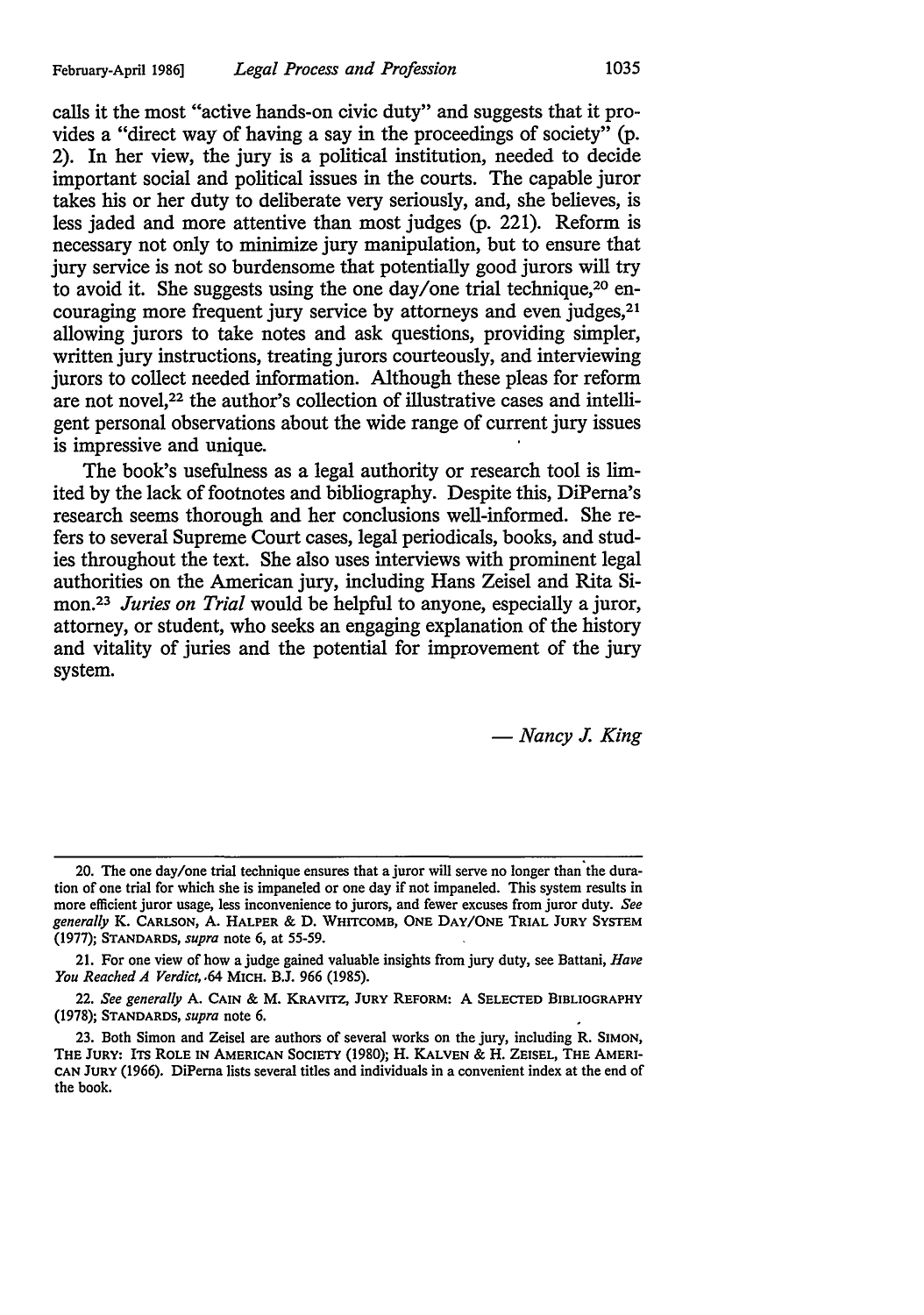calls it the most "active hands-on civic duty" and suggests that it provides a "direct way of having a say in the proceedings of society" (p. 2). In her view, the jury is a political institution, needed to decide important social and political issues in the courts. The capable juror takes his or her duty to deliberate very seriously, and, she believes, is less jaded and more attentive than most judges (p. 221). Reform is necessary not only to minimize jury manipulation, but to ensure that jury service is not so burdensome that potentially good jurors will try to avoid it. She suggests using the one day/one trial technique,[20] encouraging more frequent jury service by attorneys and even judges,[21] allowing jurors to take notes and ask questions, providing simpler, written jury instructions, treating jurors courteously, and interviewing jurors to collect needed information. Although these pleas for reform are not novel,[22] the author's collection of illustrative cases and intelligent personal observations about the wide range of current jury issues is impressive and unique.

The book's usefulness as a legal authority or research tool is limited by the lack of footnotes and bibliography. Despite this, DiPerna's research seems thorough and her conclusions well-informed. She refers to several Supreme Court cases, legal periodicals, books, and studies throughout the text. She also uses interviews with prominent legal authorities on the American jury, including Hans Zeisel and Rita Simon.[23] *Juries on Trial* would be helpful to anyone, especially a juror, attorney, or student, who seeks an engaging explanation of the history and vitality of juries and the potential for improvement of the jury system.

— *Nancy J. King*

---

20. The one day/one trial technique ensures that a juror will serve no longer than the duration of one trial for which she is impaneled or one day if not impaneled. This system results in more efficient juror usage, less inconvenience to jurors, and fewer excuses from juror duty. *See generally* K. CARLSON, A. HALPER & D. WHITCOMB, ONE DAY/ONE TRIAL JURY SYSTEM (1977); STANDARDS, *supra* note 6, at 55-59.

21. For one view of how a judge gained valuable insights from jury duty, see Battani, *Have You Reached A Verdict*, 64 MICH. B.J. 966 (1985).

22. *See generally* A. CAIN & M. KRAVITZ, JURY REFORM: A SELECTED BIBLIOGRAPHY (1978); STANDARDS, *supra* note 6.

23. Both Simon and Zeisel are authors of several works on the jury, including R. SIMON, THE JURY: ITS ROLE IN AMERICAN SOCIETY (1980); H. KALVEN & H. ZEISEL, THE AMERICAN JURY (1966). DiPerna lists several titles and individuals in a convenient index at the end of the book.